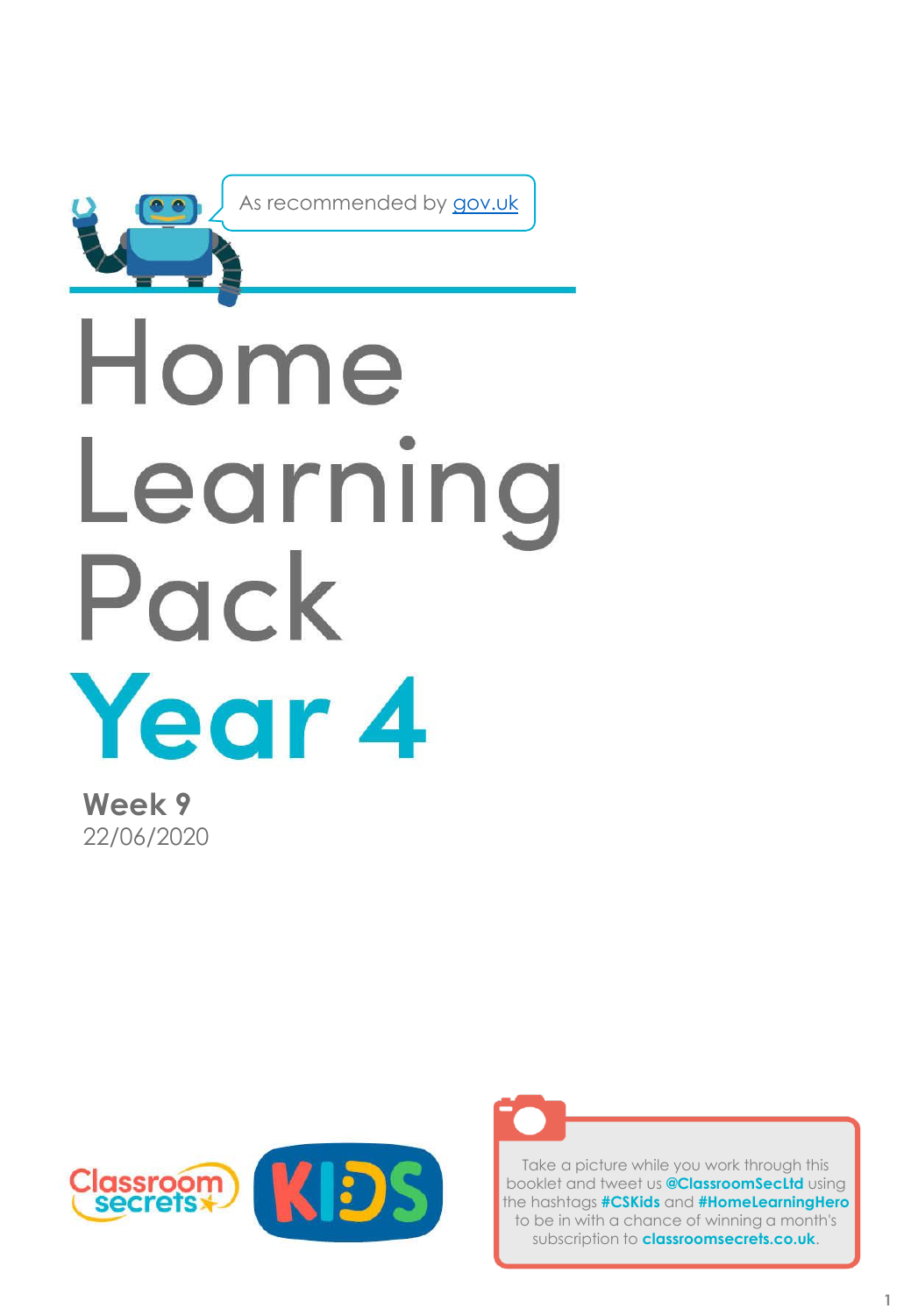As recommended by gov.uk

# Home Learning Pack

# Year 4

**Week 9**

22/06/2020

Classroom secrets KIDS

Take a picture while you work through this booklet and tweet us **@ClassroomSecLtd** using the hashtags **#CSKids** and **#HomeLearningHero** to be in with a chance of winning a month's subscription to **classroomsecrets.co.uk**.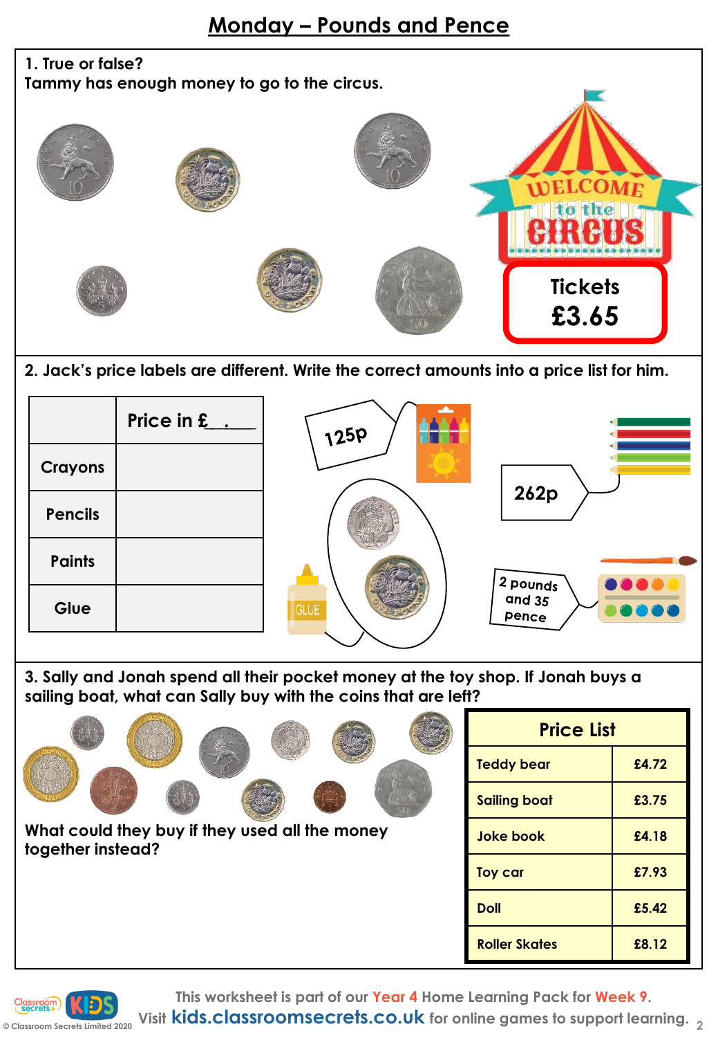# Monday – Pounds and Pence

1. True or false?
Tammy has enough money to go to the circus.

WELCOME to the CIRCUS

Tickets
£3.65

2. Jack's price labels are different. Write the correct amounts into a price list for him.

| | Price in £__.___ |
|---|---|
| Crayons | |
| Pencils | |
| Paints | |
| Glue | |

125p

262p

2 pounds and 35 pence

GLUE

3. Sally and Jonah spend all their pocket money at the toy shop. If Jonah buys a sailing boat, what can Sally buy with the coins that are left?

What could they buy if they used all the money together instead?

| Price List | |
|---|---|
| Teddy bear | £4.72 |
| Sailing boat | £3.75 |
| Joke book | £4.18 |
| Toy car | £7.93 |
| Doll | £5.42 |
| Roller Skates | £8.12 |

This worksheet is part of our Year 4 Home Learning Pack for Week 9.
Visit kids.classroomsecrets.co.uk for online games to support learning.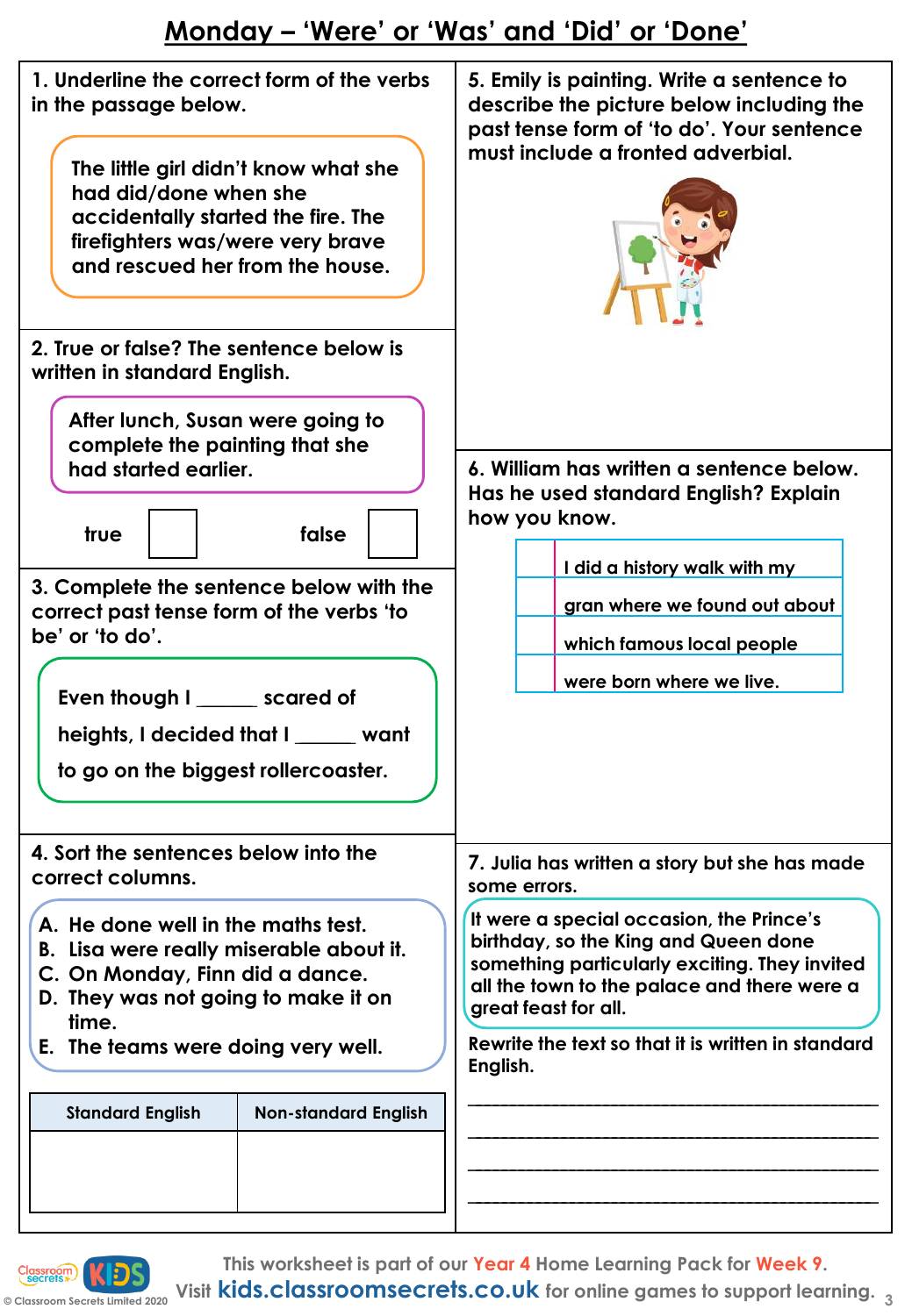# Monday – 'Were' or 'Was' and 'Did' or 'Done'

1. Underline the correct form of the verbs in the passage below.

> The little girl didn't know what she had did/done when she accidentally started the fire. The firefighters was/were very brave and rescued her from the house.

2. True or false? The sentence below is written in standard English.

> After lunch, Susan were going to complete the painting that she had started earlier.

true ☐ false ☐

3. Complete the sentence below with the correct past tense form of the verbs 'to be' or 'to do'.

> Even though I ______ scared of heights, I decided that I ______ want to go on the biggest rollercoaster.

4. Sort the sentences below into the correct columns.

> A. He done well in the maths test.
> B. Lisa were really miserable about it.
> C. On Monday, Finn did a dance.
> D. They was not going to make it on time.
> E. The teams were doing very well.

| Standard English | Non-standard English |
| --- | --- |
| | |

5. Emily is painting. Write a sentence to describe the picture below including the past tense form of 'to do'. Your sentence must include a fronted adverbial.

6. William has written a sentence below. Has he used standard English? Explain how you know.

> I did a history walk with my
> gran where we found out about
> which famous local people
> were born where we live.

7. Julia has written a story but she has made some errors.

> It were a special occasion, the Prince's birthday, so the King and Queen done something particularly exciting. They invited all the town to the palace and there were a great feast for all.

Rewrite the text so that it is written in standard English.

______________________________________________

______________________________________________

______________________________________________

______________________________________________

This worksheet is part of our Year 4 Home Learning Pack for Week 9.
Visit kids.classroomsecrets.co.uk for online games to support learning.

© Classroom Secrets Limited 2020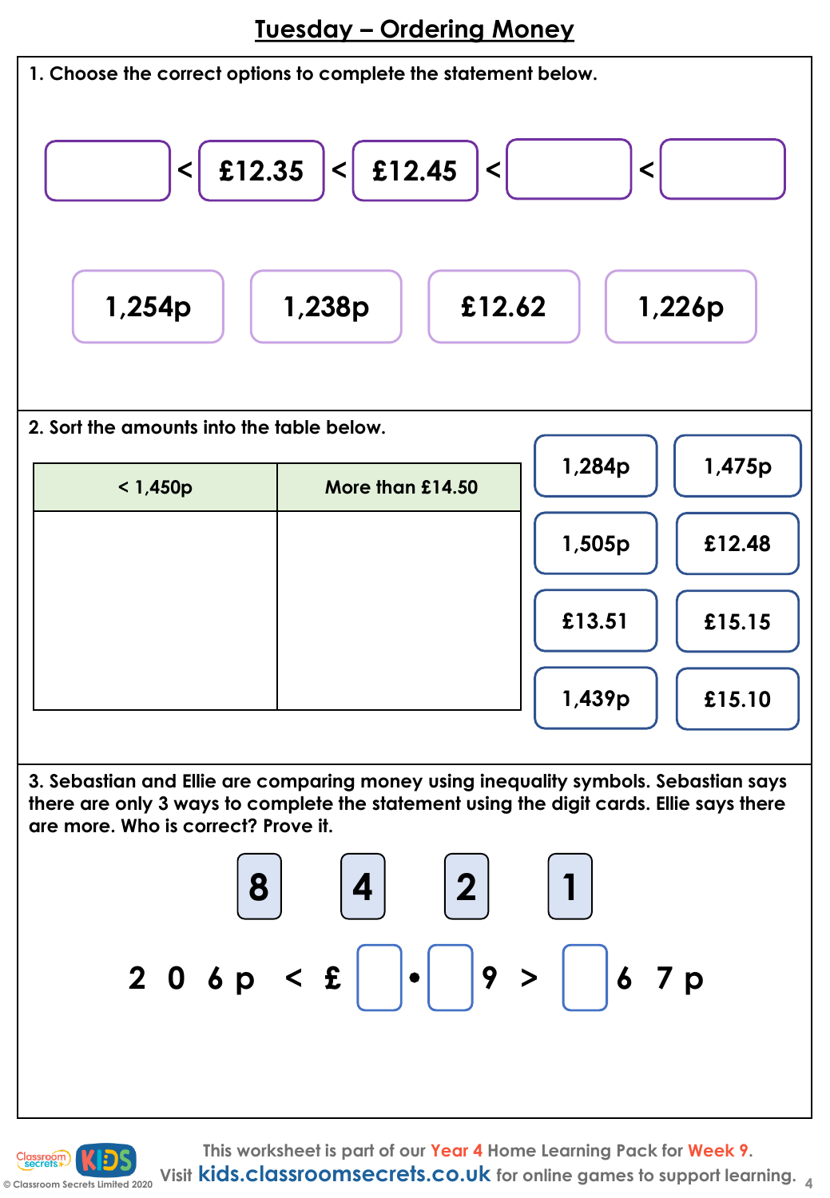# Tuesday – Ordering Money

**1. Choose the correct options to complete the statement below.**

[ ] < **£12.35** < **£12.45** < [ ] < [ ]

**1,254p** | **1,238p** | **£12.62** | **1,226p**

**2. Sort the amounts into the table below.**

| < 1,450p | More than £14.50 |
|---|---|
| | |

**1,284p** | **1,475p** | **1,505p** | **£12.48** | **£13.51** | **£15.15** | **1,439p** | **£15.10**

**3. Sebastian and Ellie are comparing money using inequality symbols. Sebastian says there are only 3 ways to complete the statement using the digit cards. Ellie says there are more. Who is correct? Prove it.**

**8** **4** **2** **1**

**2 0 6 p < £ [ ] • [ ] 9 > [ ] 6 7 p**

This worksheet is part of our Year 4 Home Learning Pack for Week 9.
Visit kids.classroomsecrets.co.uk for online games to support learning.

© Classroom Secrets Limited 2020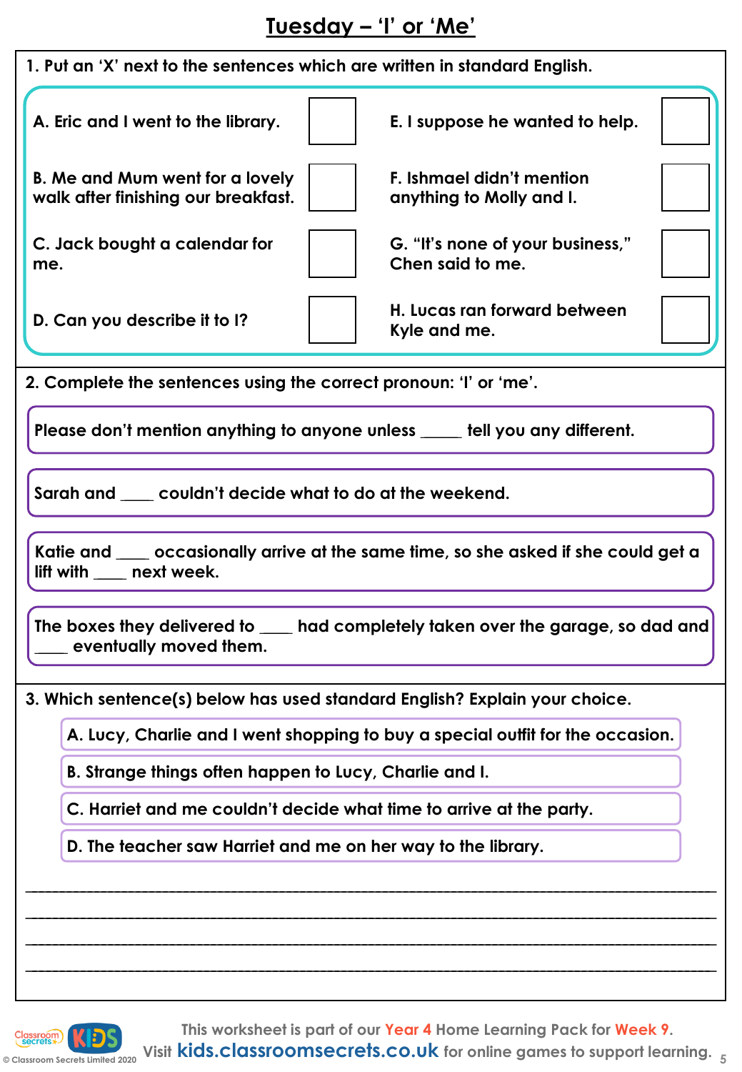# Tuesday – 'I' or 'Me'

**1. Put an 'X' next to the sentences which are written in standard English.**

| | |
|---|---|
| A. Eric and I went to the library. | ☐ |
| B. Me and Mum went for a lovely walk after finishing our breakfast. | ☐ |
| C. Jack bought a calendar for me. | ☐ |
| D. Can you describe it to I? | ☐ |
| E. I suppose he wanted to help. | ☐ |
| F. Ishmael didn't mention anything to Molly and I. | ☐ |
| G. "It's none of your business," Chen said to me. | ☐ |
| H. Lucas ran forward between Kyle and me. | ☐ |

**2. Complete the sentences using the correct pronoun: 'I' or 'me'.**

Please don't mention anything to anyone unless _____ tell you any different.

Sarah and ____ couldn't decide what to do at the weekend.

Katie and ____ occasionally arrive at the same time, so she asked if she could get a lift with ____ next week.

The boxes they delivered to ____ had completely taken over the garage, so dad and ____ eventually moved them.

**3. Which sentence(s) below has used standard English? Explain your choice.**

A. Lucy, Charlie and I went shopping to buy a special outfit for the occasion.

B. Strange things often happen to Lucy, Charlie and I.

C. Harriet and me couldn't decide what time to arrive at the party.

D. The teacher saw Harriet and me on her way to the library.

_______________________________________________________________________________

_______________________________________________________________________________

_______________________________________________________________________________

_______________________________________________________________________________

This worksheet is part of our Year 4 Home Learning Pack for Week 9.
Visit kids.classroomsecrets.co.uk for online games to support learning.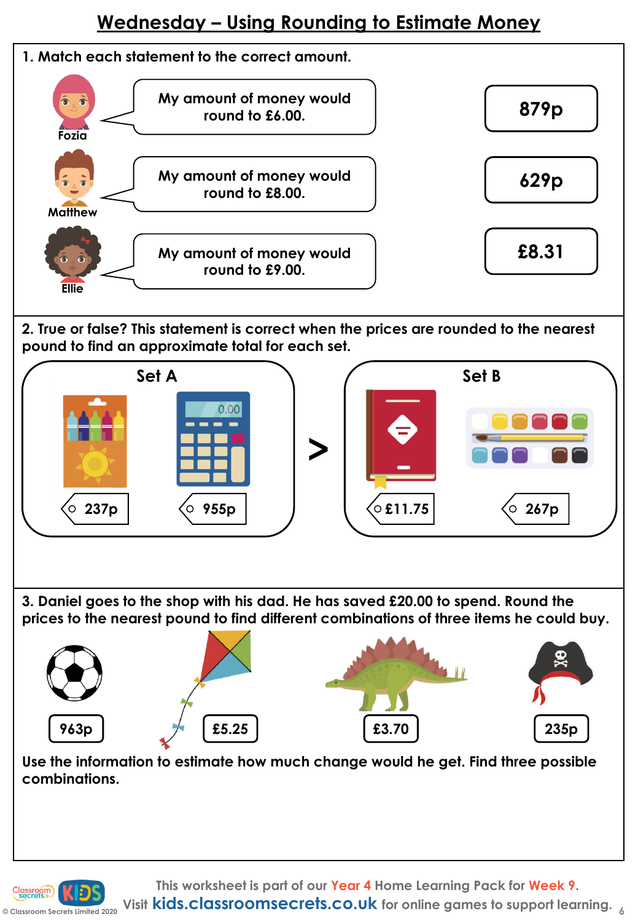# Wednesday – Using Rounding to Estimate Money

**1. Match each statement to the correct amount.**

Fozia: My amount of money would round to £6.00.

Matthew: My amount of money would round to £8.00.

Ellie: My amount of money would round to £9.00.

879p

629p

£8.31

**2. True or false? This statement is correct when the prices are rounded to the nearest pound to find an approximate total for each set.**

Set A: 237p, 955p

>

Set B: £11.75, 267p

**3. Daniel goes to the shop with his dad. He has saved £20.00 to spend. Round the prices to the nearest pound to find different combinations of three items he could buy.**

963p | £5.25 | £3.70 | 235p

**Use the information to estimate how much change would he get. Find three possible combinations.**

This worksheet is part of our Year 4 Home Learning Pack for Week 9.
Visit kids.classroomsecrets.co.uk for online games to support learning.

© Classroom Secrets Limited 2020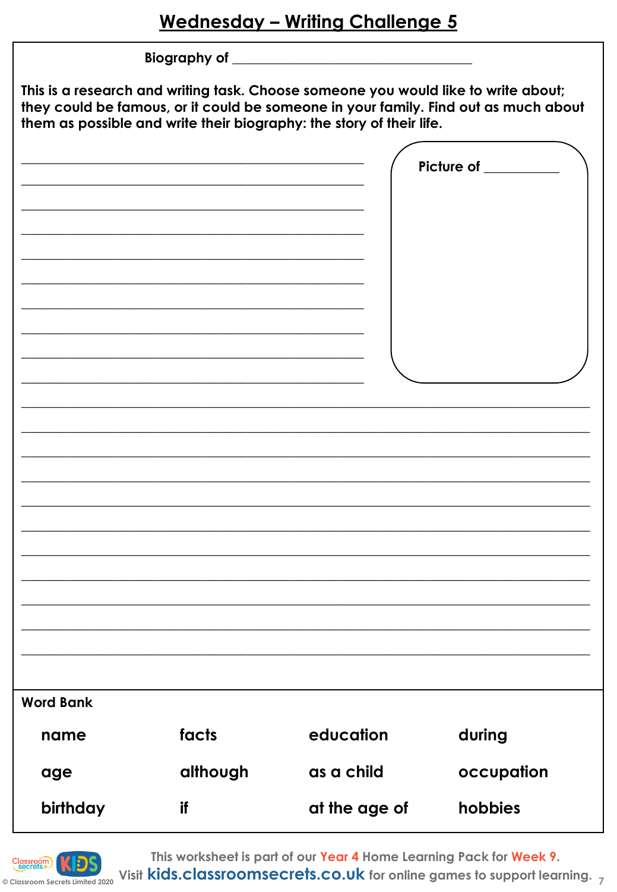# Wednesday – Writing Challenge 5

**Biography of** ___________________________________

**This is a research and writing task. Choose someone you would like to write about; they could be famous, or it could be someone in your family. Find out as much about them as possible and write their biography: the story of their life.**

**Picture of** __________

**Word Bank**

| | | | |
|---|---|---|---|
| name | facts | education | during |
| age | although | as a child | occupation |
| birthday | if | at the age of | hobbies |

This worksheet is part of our Year 4 Home Learning Pack for Week 9.
Visit kids.classroomsecrets.co.uk for online games to support learning.

© Classroom Secrets Limited 2020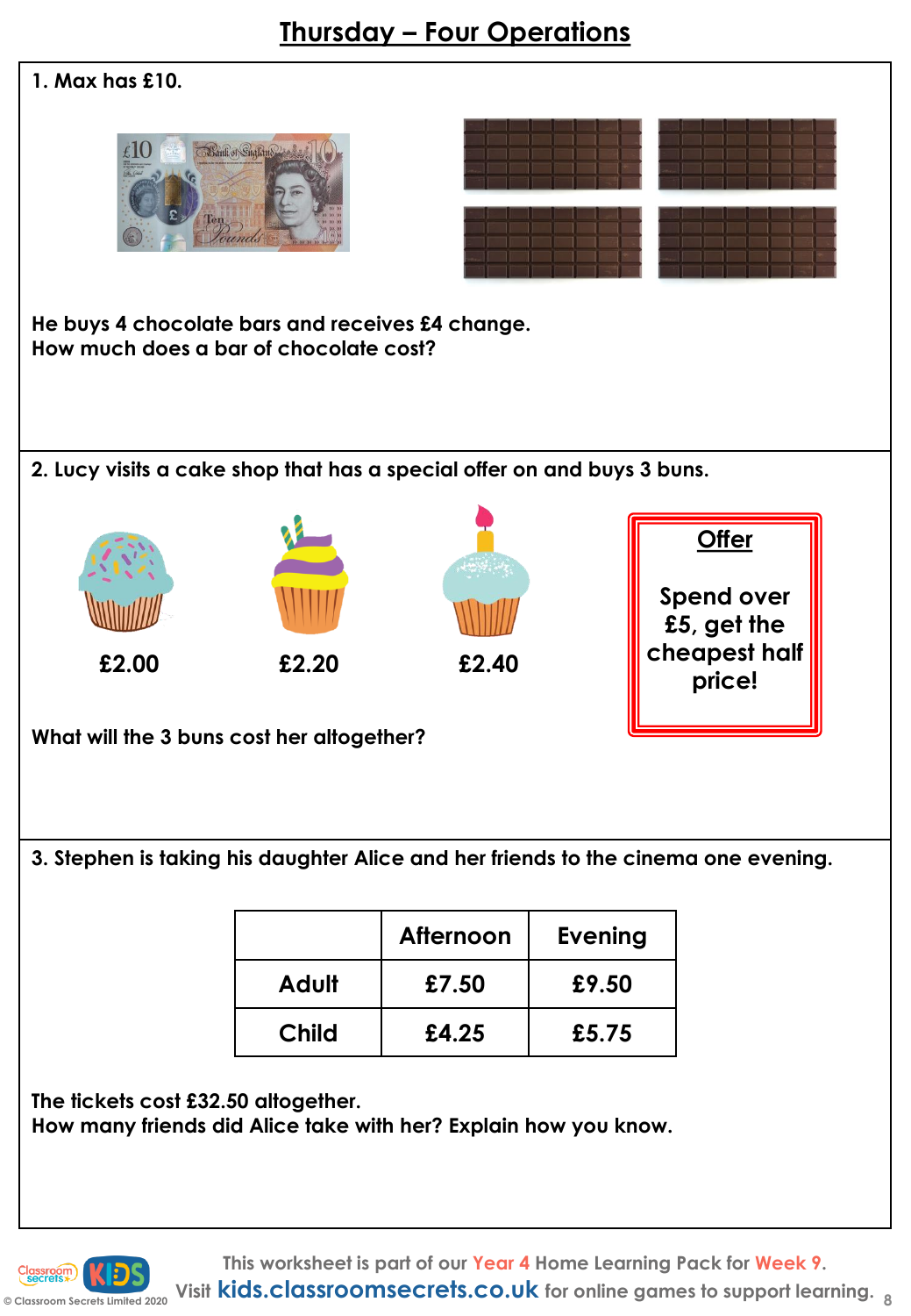# Thursday – Four Operations

1. Max has £10.

He buys 4 chocolate bars and receives £4 change.
How much does a bar of chocolate cost?

2. Lucy visits a cake shop that has a special offer on and buys 3 buns.

£2.00 £2.20 £2.40

**Offer**

Spend over £5, get the cheapest half price!

What will the 3 buns cost her altogether?

3. Stephen is taking his daughter Alice and her friends to the cinema one evening.

| | Afternoon | Evening |
|---|---|---|
| Adult | £7.50 | £9.50 |
| Child | £4.25 | £5.75 |

The tickets cost £32.50 altogether.
How many friends did Alice take with her? Explain how you know.

This worksheet is part of our Year 4 Home Learning Pack for Week 9.
Visit kids.classroomsecrets.co.uk for online games to support learning.

© Classroom Secrets Limited 2020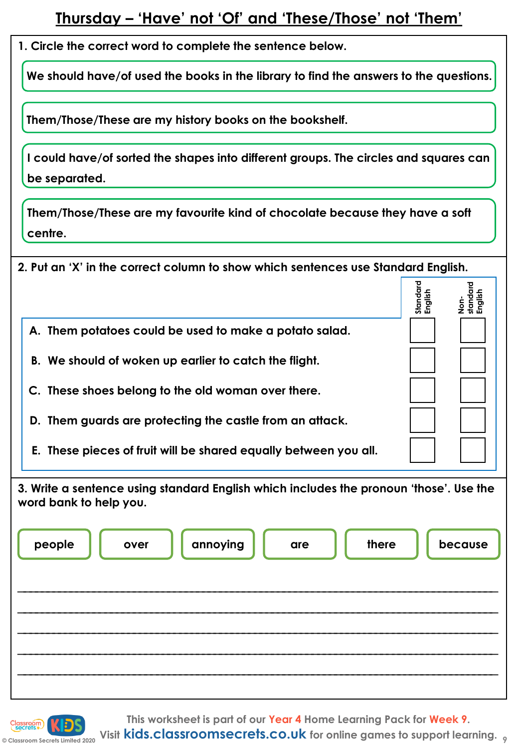# Thursday – 'Have' not 'Of' and 'These/Those' not 'Them'

1. Circle the correct word to complete the sentence below.

We should have/of used the books in the library to find the answers to the questions.

Them/Those/These are my history books on the bookshelf.

I could have/of sorted the shapes into different groups. The circles and squares can be separated.

Them/Those/These are my favourite kind of chocolate because they have a soft centre.

2. Put an 'X' in the correct column to show which sentences use Standard English.

| | Standard English | Non-standard English |
|---|---|---|
| A. Them potatoes could be used to make a potato salad. | | |
| B. We should of woken up earlier to catch the flight. | | |
| C. These shoes belong to the old woman over there. | | |
| D. Them guards are protecting the castle from an attack. | | |
| E. These pieces of fruit will be shared equally between you all. | | |

3. Write a sentence using standard English which includes the pronoun 'those'. Use the word bank to help you.

| people | over | annoying | are | there | because |
|---|---|---|---|---|---|

_______________________________________________

_______________________________________________

_______________________________________________

_______________________________________________

_______________________________________________

© Classroom Secrets Limited 2020

This worksheet is part of our Year 4 Home Learning Pack for Week 9.
Visit kids.classroomsecrets.co.uk for online games to support learning.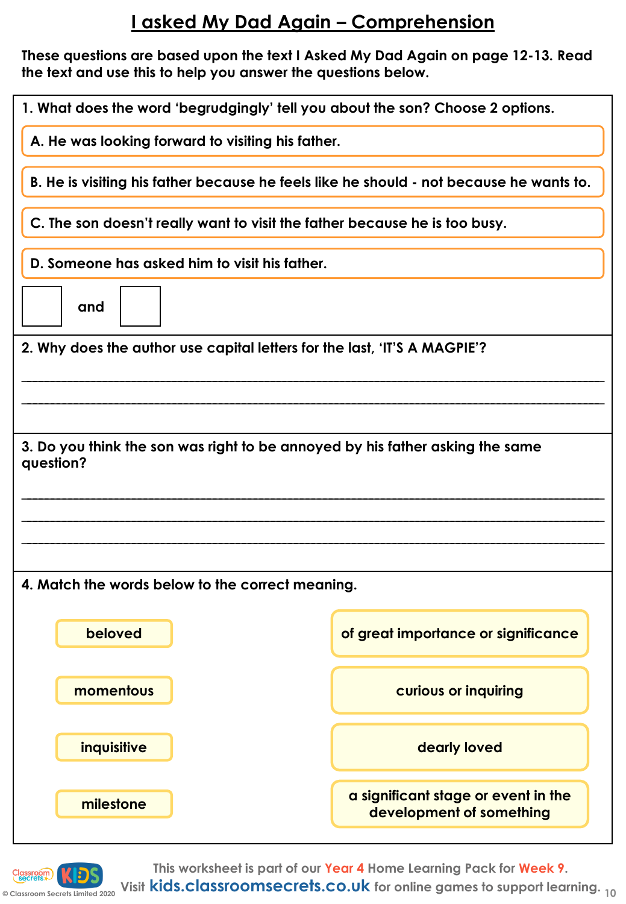# I asked My Dad Again – Comprehension

**These questions are based upon the text I Asked My Dad Again on page 12-13. Read the text and use this to help you answer the questions below.**

**1. What does the word 'begrudgingly' tell you about the son? Choose 2 options.**

**A. He was looking forward to visiting his father.**

**B. He is visiting his father because he feels like he should - not because he wants to.**

**C. The son doesn't really want to visit the father because he is too busy.**

**D. Someone has asked him to visit his father.**

☐ **and** ☐

**2. Why does the author use capital letters for the last, 'IT'S A MAGPIE'?**

_______________________________________________

_______________________________________________

**3. Do you think the son was right to be annoyed by his father asking the same question?**

_______________________________________________

_______________________________________________

_______________________________________________

**4. Match the words below to the correct meaning.**

| Word | Meaning |
| --- | --- |
| beloved | of great importance or significance |
| momentous | curious or inquiring |
| inquisitive | dearly loved |
| milestone | a significant stage or event in the development of something |

This worksheet is part of our Year 4 Home Learning Pack for Week 9.
Visit kids.classroomsecrets.co.uk for online games to support learning.

© Classroom Secrets Limited 2020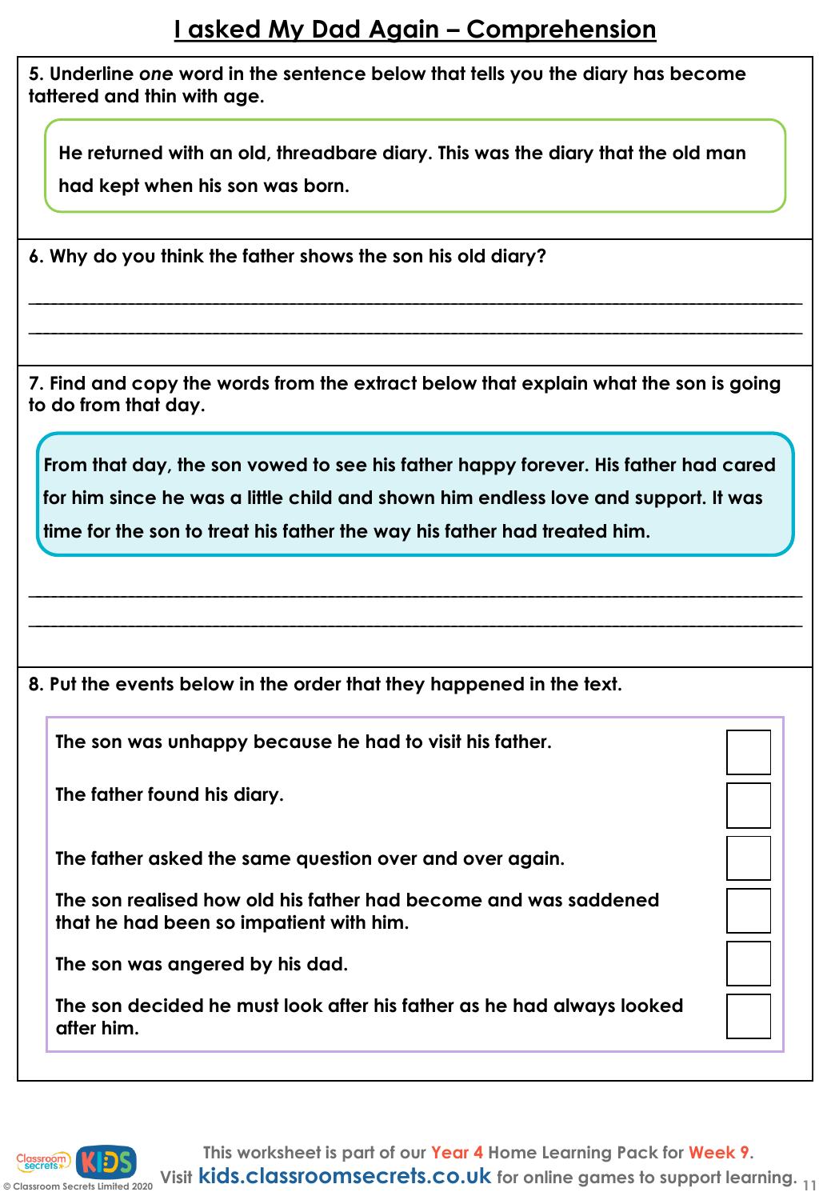# I asked My Dad Again – Comprehension

**5. Underline *one* word in the sentence below that tells you the diary has become tattered and thin with age.**

> He returned with an old, threadbare diary. This was the diary that the old man had kept when his son was born.

**6. Why do you think the father shows the son his old diary?**

_______________________________________________________________________________

_______________________________________________________________________________

**7. Find and copy the words from the extract below that explain what the son is going to do from that day.**

> From that day, the son vowed to see his father happy forever. His father had cared for him since he was a little child and shown him endless love and support. It was time for the son to treat his father the way his father had treated him.

_______________________________________________________________________________

_______________________________________________________________________________

**8. Put the events below in the order that they happened in the text.**

| Event | Order |
|---|---|
| The son was unhappy because he had to visit his father. | ☐ |
| The father found his diary. | ☐ |
| The father asked the same question over and over again. | ☐ |
| The son realised how old his father had become and was saddened that he had been so impatient with him. | ☐ |
| The son was angered by his dad. | ☐ |
| The son decided he must look after his father as he had always looked after him. | ☐ |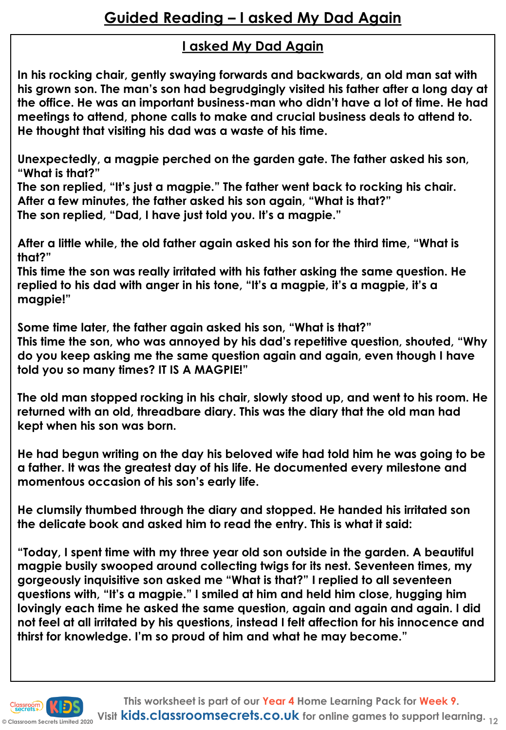# Guided Reading – I asked My Dad Again

## I asked My Dad Again

**In his rocking chair, gently swaying forwards and backwards, an old man sat with his grown son. The man's son had begrudgingly visited his father after a long day at the office. He was an important business-man who didn't have a lot of time. He had meetings to attend, phone calls to make and crucial business deals to attend to. He thought that visiting his dad was a waste of his time.**

**Unexpectedly, a magpie perched on the garden gate. The father asked his son, "What is that?"**
**The son replied, "It's just a magpie." The father went back to rocking his chair. After a few minutes, the father asked his son again, "What is that?"**
**The son replied, "Dad, I have just told you. It's a magpie."**

**After a little while, the old father again asked his son for the third time, "What is that?"**
**This time the son was really irritated with his father asking the same question. He replied to his dad with anger in his tone, "It's a magpie, it's a magpie, it's a magpie!"**

**Some time later, the father again asked his son, "What is that?"**
**This time the son, who was annoyed by his dad's repetitive question, shouted, "Why do you keep asking me the same question again and again, even though I have told you so many times? IT IS A MAGPIE!"**

**The old man stopped rocking in his chair, slowly stood up, and went to his room. He returned with an old, threadbare diary. This was the diary that the old man had kept when his son was born.**

**He had begun writing on the day his beloved wife had told him he was going to be a father. It was the greatest day of his life. He documented every milestone and momentous occasion of his son's early life.**

**He clumsily thumbed through the diary and stopped. He handed his irritated son the delicate book and asked him to read the entry. This is what it said:**

**"Today, I spent time with my three year old son outside in the garden. A beautiful magpie busily swooped around collecting twigs for its nest. Seventeen times, my gorgeously inquisitive son asked me "What is that?" I replied to all seventeen questions with, "It's a magpie." I smiled at him and held him close, hugging him lovingly each time he asked the same question, again and again and again. I did not feel at all irritated by his questions, instead I felt affection for his innocence and thirst for knowledge. I'm so proud of him and what he may become."**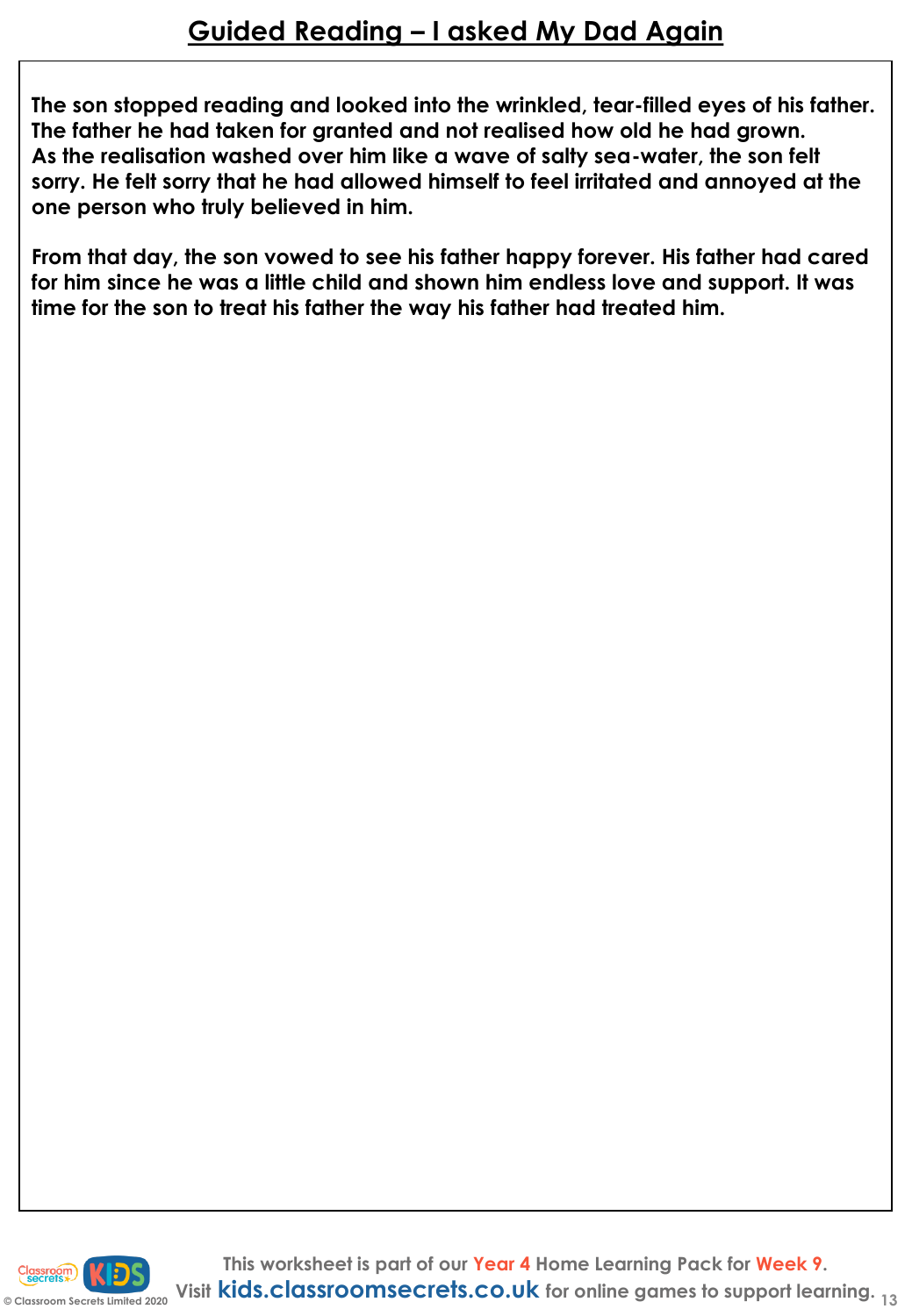## Guided Reading – I asked My Dad Again

**The son stopped reading and looked into the wrinkled, tear-filled eyes of his father. The father he had taken for granted and not realised how old he had grown. As the realisation washed over him like a wave of salty sea-water, the son felt sorry. He felt sorry that he had allowed himself to feel irritated and annoyed at the one person who truly believed in him.**

**From that day, the son vowed to see his father happy forever. His father had cared for him since he was a little child and shown him endless love and support. It was time for the son to treat his father the way his father had treated him.**